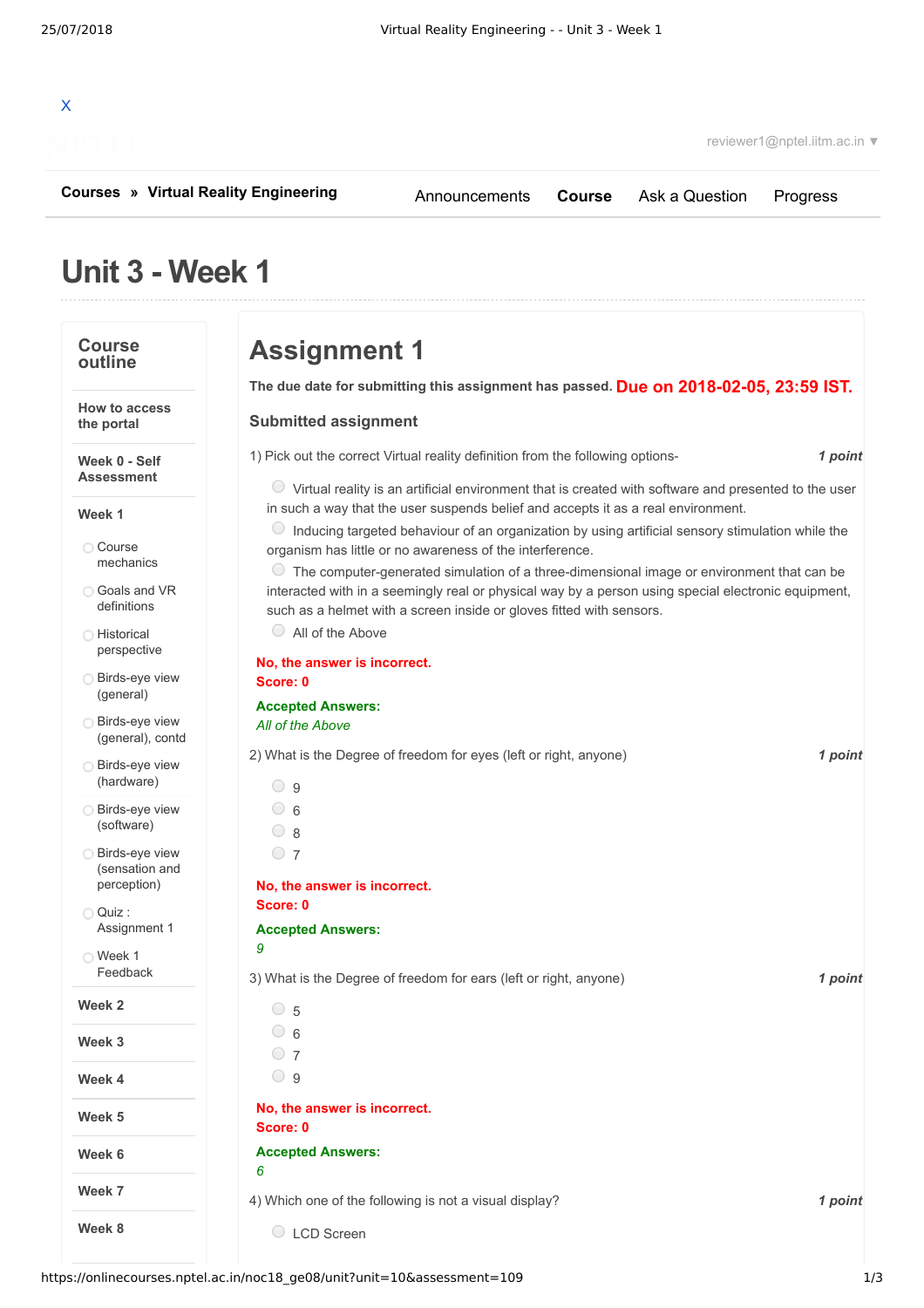X

reviewer1@nptel.iitm.ac.in ▼

**Courses** » **Virtual Reality Engineering**

Announcements **Course** Ask a Question Progress

# Unit 3 - Week 1

## Course outline

**How to access the portal**

**Week 0 - Self Assessment**

**Week 1**

- Course mechanics
- Goals and VR definitions
- Historical perspective
- Birds-eye view (general)
- Birds-eye view (general), contd
- Birds-eye view (hardware)
- Birds-eye view (software)
- Birds-eye view (sensation and perception)
- Quiz : Assignment 1
- Week 1 Feedback

**Week 2**

**Week 3**

**Week 4**

**Week 5**

**Week 6**

**Week 7**

**Week 8**

# Assignment 1

**The due date for submitting this assignment has passed.** **Due on 2018-02-05, 23:59 IST.**

### Submitted assignment

1) Pick out the correct Virtual reality definition from the following options- *1 point*

- Virtual reality is an artificial environment that is created with software and presented to the user in such a way that the user suspends belief and accepts it as a real environment.
- Inducing targeted behaviour of an organization by using artificial sensory stimulation while the organism has little or no awareness of the interference.
- The computer-generated simulation of a three-dimensional image or environment that can be interacted with in a seemingly real or physical way by a person using special electronic equipment, such as a helmet with a screen inside or gloves fitted with sensors.
- All of the Above

**No, the answer is incorrect.**
**Score: 0**

**Accepted Answers:**
*All of the Above*

2) What is the Degree of freedom for eyes (left or right, anyone) *1 point*

- 9
- 6
- 8
- 7

**No, the answer is incorrect.**
**Score: 0**

**Accepted Answers:**
*9*

3) What is the Degree of freedom for ears (left or right, anyone) *1 point*

- 5
- 6
- 7
- 9

**No, the answer is incorrect.**
**Score: 0**

**Accepted Answers:**
*6*

4) Which one of the following is not a visual display? *1 point*

- LCD Screen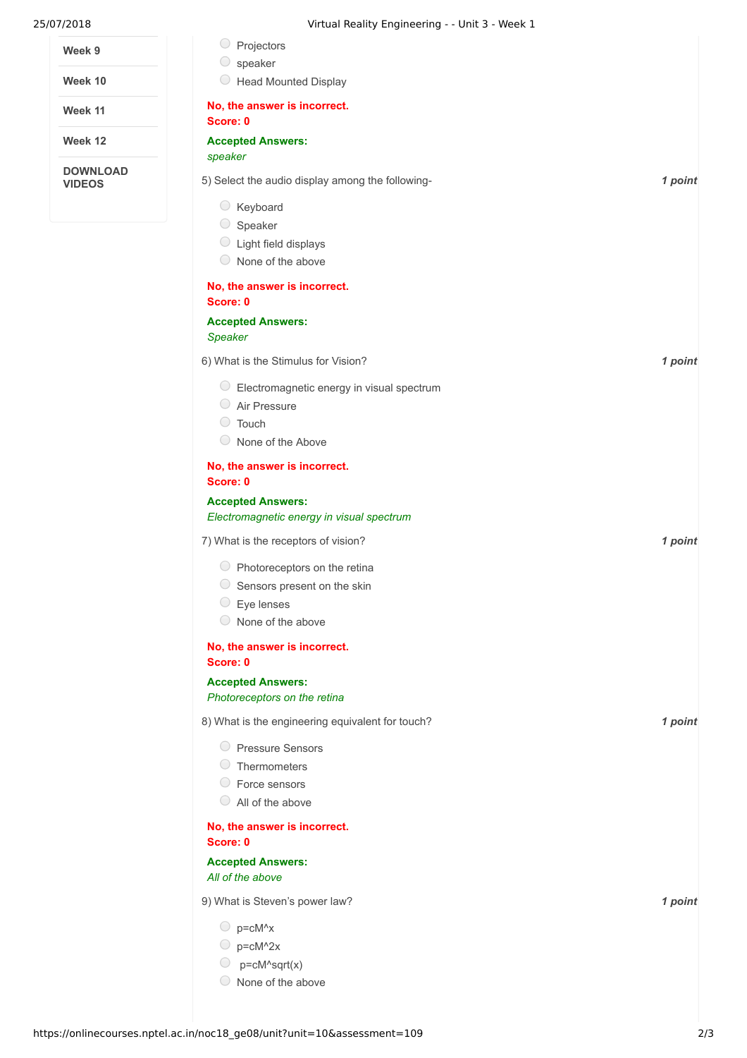- Projectors
- speaker
- Head Mounted Display

**No, the answer is incorrect.**
**Score: 0**

**Accepted Answers:**
*speaker*

5) Select the audio display among the following- *1 point*

- Keyboard
- Speaker
- Light field displays
- None of the above

**No, the answer is incorrect.**
**Score: 0**

**Accepted Answers:**
*Speaker*

6) What is the Stimulus for Vision? *1 point*

- Electromagnetic energy in visual spectrum
- Air Pressure
- Touch
- None of the Above

**No, the answer is incorrect.**
**Score: 0**

**Accepted Answers:**
*Electromagnetic energy in visual spectrum*

7) What is the receptors of vision? *1 point*

- Photoreceptors on the retina
- Sensors present on the skin
- Eye lenses
- None of the above

**No, the answer is incorrect.**
**Score: 0**

**Accepted Answers:**
*Photoreceptors on the retina*

8) What is the engineering equivalent for touch? *1 point*

- Pressure Sensors
- Thermometers
- Force sensors
- All of the above

**No, the answer is incorrect.**
**Score: 0**

**Accepted Answers:**
*All of the above*

9) What is Steven's power law? *1 point*

- p=cM^x
- p=cM^2x
- p=cM^sqrt(x)
- None of the above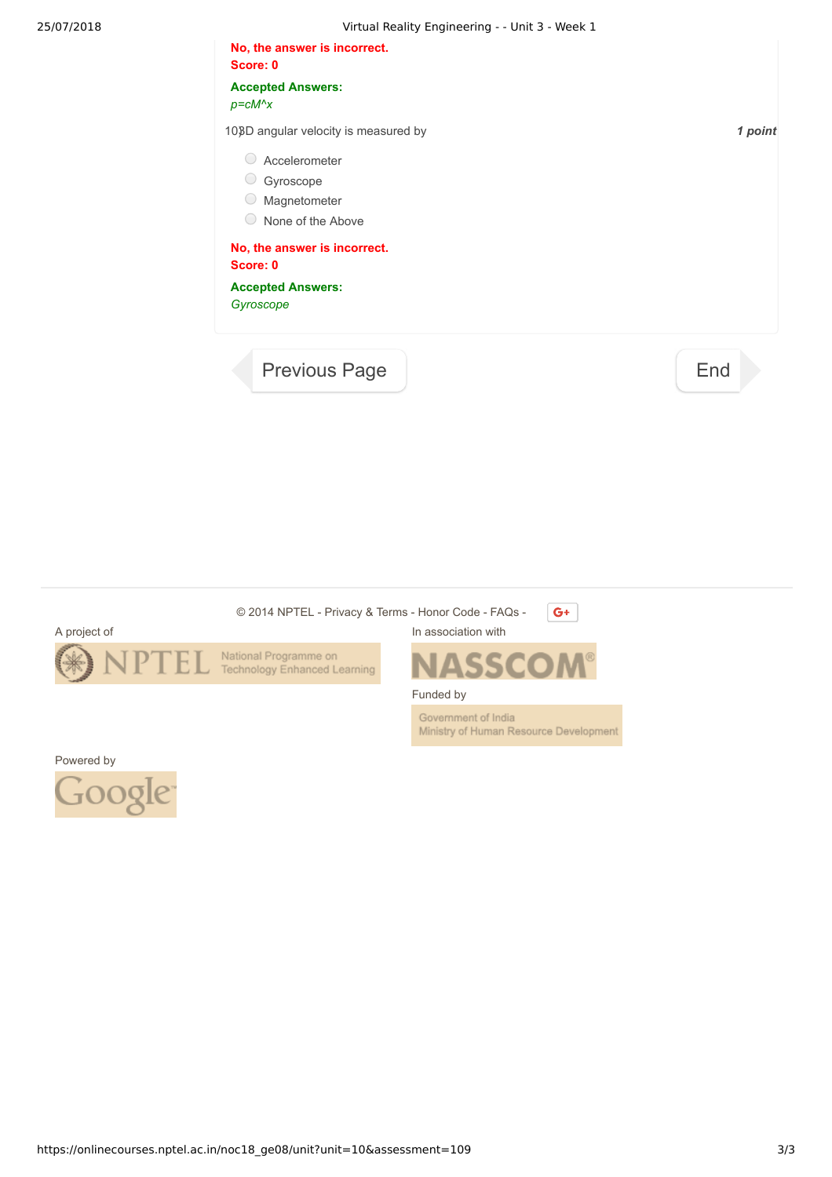**No, the answer is incorrect.**
**Score: 0**

**Accepted Answers:**
*p=cM^x*

10) 3D angular velocity is measured by *1 point*

- Accelerometer
- Gyroscope
- Magnetometer
- None of the Above

**No, the answer is incorrect.**
**Score: 0**

**Accepted Answers:**
*Gyroscope*

Previous Page

End

© 2014 NPTEL - Privacy & Terms - Honor Code - FAQs -

A project of

NPTEL National Programme on Technology Enhanced Learning

In association with

NASSCOM

Funded by

Government of India Ministry of Human Resource Development

Powered by

Google